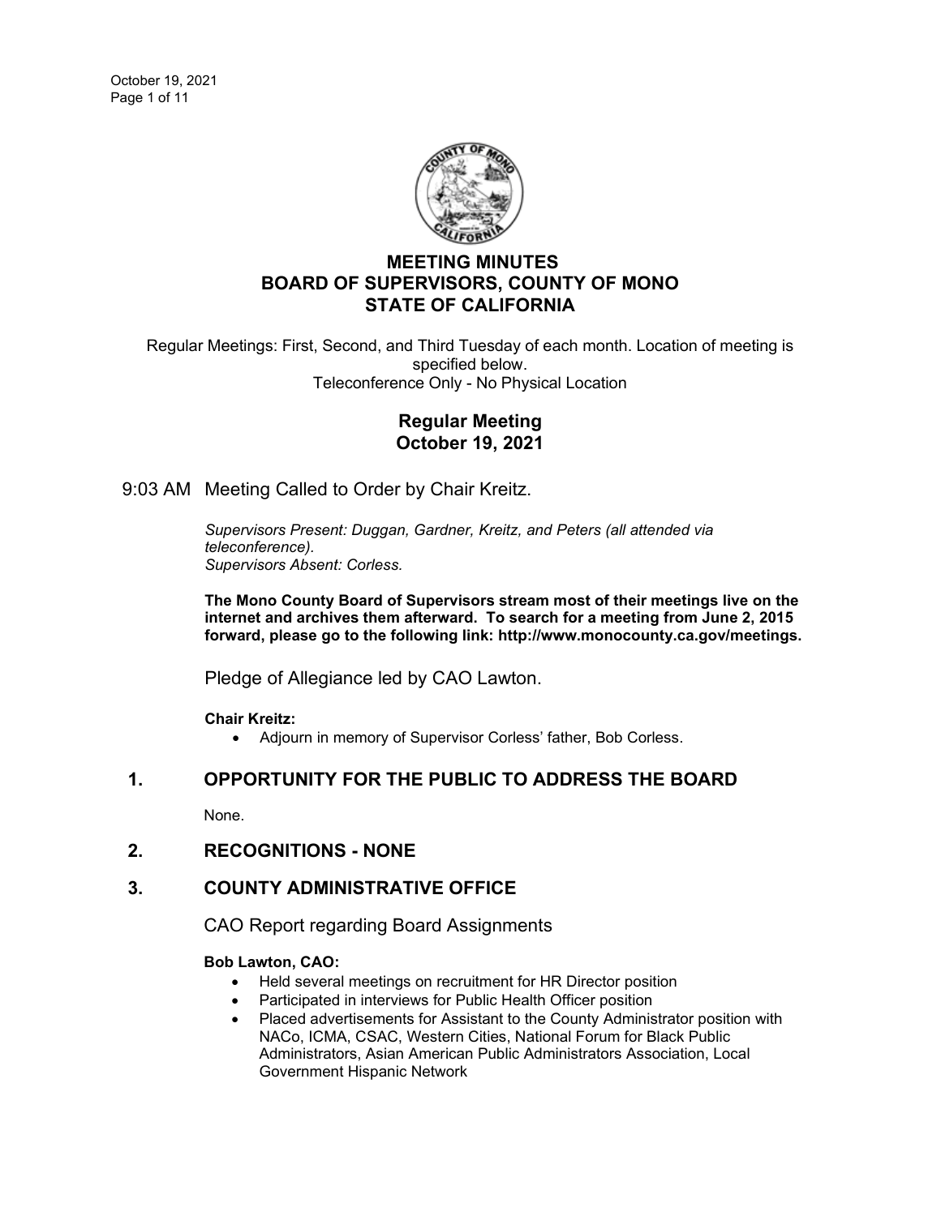# MEETING MINUTES
# BOARD OF SUPERVISORS, COUNTY OF MONO
# STATE OF CALIFORNIA

Regular Meetings: First, Second, and Third Tuesday of each month. Location of meeting is specified below.
Teleconference Only - No Physical Location

## Regular Meeting
## October 19, 2021

9:03 AM Meeting Called to Order by Chair Kreitz.

*Supervisors Present: Duggan, Gardner, Kreitz, and Peters (all attended via teleconference).*
*Supervisors Absent: Corless.*

**The Mono County Board of Supervisors stream most of their meetings live on the internet and archives them afterward. To search for a meeting from June 2, 2015 forward, please go to the following link: http://www.monocounty.ca.gov/meetings.**

Pledge of Allegiance led by CAO Lawton.

**Chair Kreitz:**

- Adjourn in memory of Supervisor Corless' father, Bob Corless.

## 1. OPPORTUNITY FOR THE PUBLIC TO ADDRESS THE BOARD

None.

## 2. RECOGNITIONS - NONE

## 3. COUNTY ADMINISTRATIVE OFFICE

CAO Report regarding Board Assignments

**Bob Lawton, CAO:**

- Held several meetings on recruitment for HR Director position
- Participated in interviews for Public Health Officer position
- Placed advertisements for Assistant to the County Administrator position with NACo, ICMA, CSAC, Western Cities, National Forum for Black Public Administrators, Asian American Public Administrators Association, Local Government Hispanic Network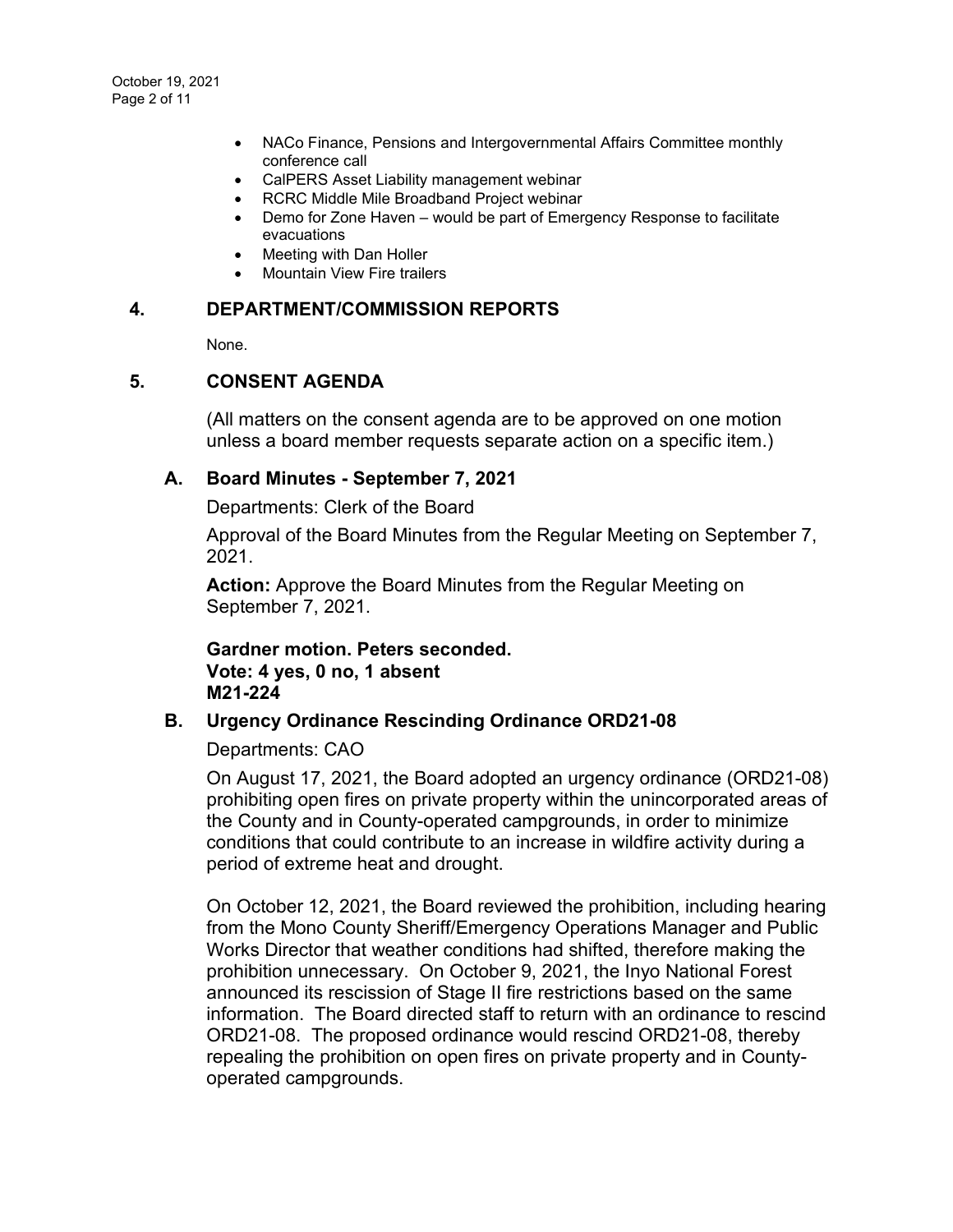- NACo Finance, Pensions and Intergovernmental Affairs Committee monthly conference call
- CalPERS Asset Liability management webinar
- RCRC Middle Mile Broadband Project webinar
- Demo for Zone Haven – would be part of Emergency Response to facilitate evacuations
- Meeting with Dan Holler
- Mountain View Fire trailers

## 4. DEPARTMENT/COMMISSION REPORTS

None.

## 5. CONSENT AGENDA

(All matters on the consent agenda are to be approved on one motion unless a board member requests separate action on a specific item.)

### A. Board Minutes - September 7, 2021

Departments: Clerk of the Board

Approval of the Board Minutes from the Regular Meeting on September 7, 2021.

**Action:** Approve the Board Minutes from the Regular Meeting on September 7, 2021.

**Gardner motion. Peters seconded.**
**Vote: 4 yes, 0 no, 1 absent**
**M21-224**

### B. Urgency Ordinance Rescinding Ordinance ORD21-08

Departments: CAO

On August 17, 2021, the Board adopted an urgency ordinance (ORD21-08) prohibiting open fires on private property within the unincorporated areas of the County and in County-operated campgrounds, in order to minimize conditions that could contribute to an increase in wildfire activity during a period of extreme heat and drought.

On October 12, 2021, the Board reviewed the prohibition, including hearing from the Mono County Sheriff/Emergency Operations Manager and Public Works Director that weather conditions had shifted, therefore making the prohibition unnecessary. On October 9, 2021, the Inyo National Forest announced its rescission of Stage II fire restrictions based on the same information. The Board directed staff to return with an ordinance to rescind ORD21-08. The proposed ordinance would rescind ORD21-08, thereby repealing the prohibition on open fires on private property and in County-operated campgrounds.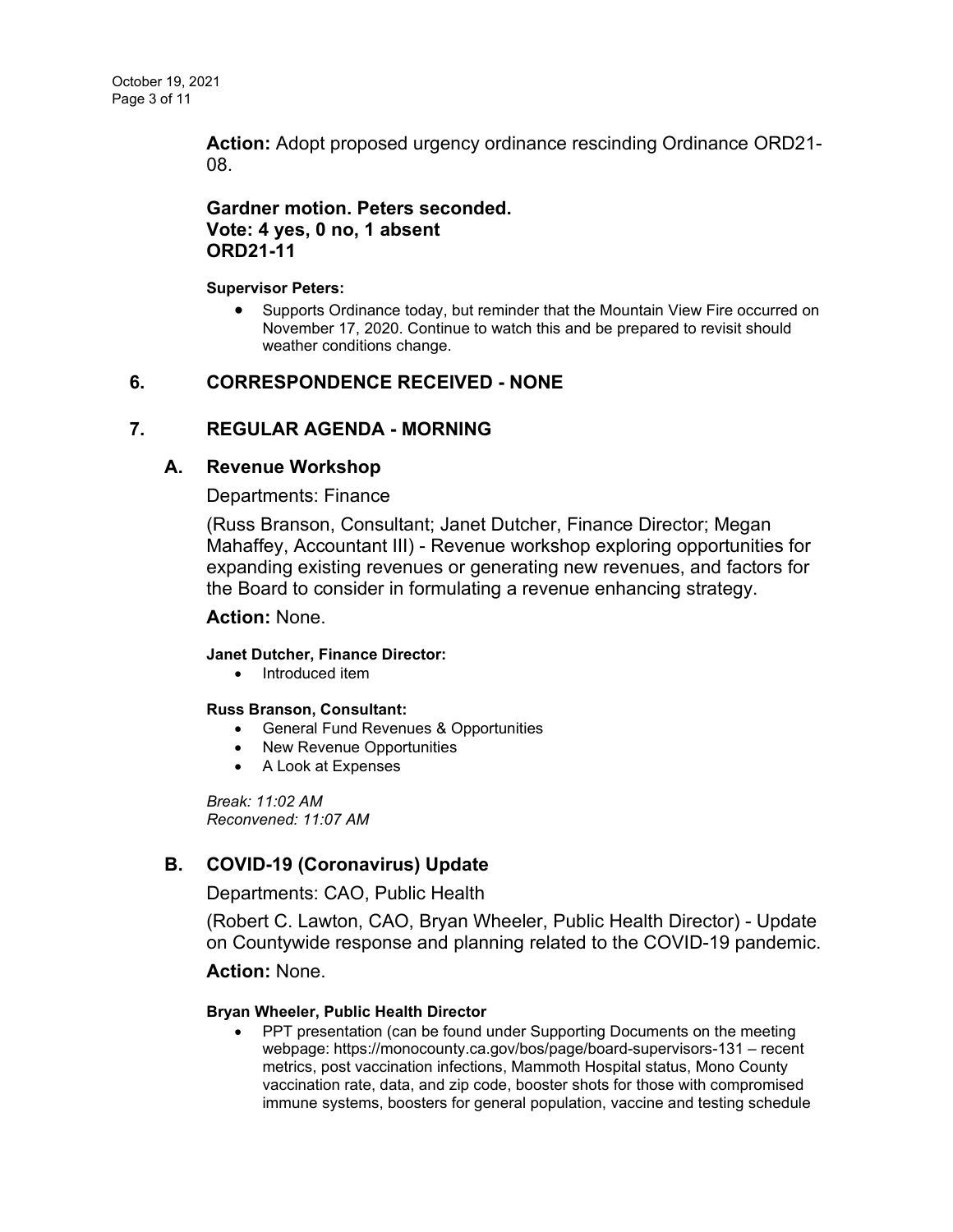**Action:** Adopt proposed urgency ordinance rescinding Ordinance ORD21-08.

**Gardner motion. Peters seconded.**
**Vote: 4 yes, 0 no, 1 absent**
**ORD21-11**

**Supervisor Peters:**

- Supports Ordinance today, but reminder that the Mountain View Fire occurred on November 17, 2020. Continue to watch this and be prepared to revisit should weather conditions change.

## 6. CORRESPONDENCE RECEIVED - NONE

## 7. REGULAR AGENDA - MORNING

### A. Revenue Workshop

Departments: Finance

(Russ Branson, Consultant; Janet Dutcher, Finance Director; Megan Mahaffey, Accountant III) - Revenue workshop exploring opportunities for expanding existing revenues or generating new revenues, and factors for the Board to consider in formulating a revenue enhancing strategy.

**Action:** None.

**Janet Dutcher, Finance Director:**

- Introduced item

**Russ Branson, Consultant:**

- General Fund Revenues & Opportunities
- New Revenue Opportunities
- A Look at Expenses

*Break: 11:02 AM*
*Reconvened: 11:07 AM*

### B. COVID-19 (Coronavirus) Update

Departments: CAO, Public Health

(Robert C. Lawton, CAO, Bryan Wheeler, Public Health Director) - Update on Countywide response and planning related to the COVID-19 pandemic.

**Action:** None.

**Bryan Wheeler, Public Health Director**

- PPT presentation (can be found under Supporting Documents on the meeting webpage: https://monocounty.ca.gov/bos/page/board-supervisors-131 – recent metrics, post vaccination infections, Mammoth Hospital status, Mono County vaccination rate, data, and zip code, booster shots for those with compromised immune systems, boosters for general population, vaccine and testing schedule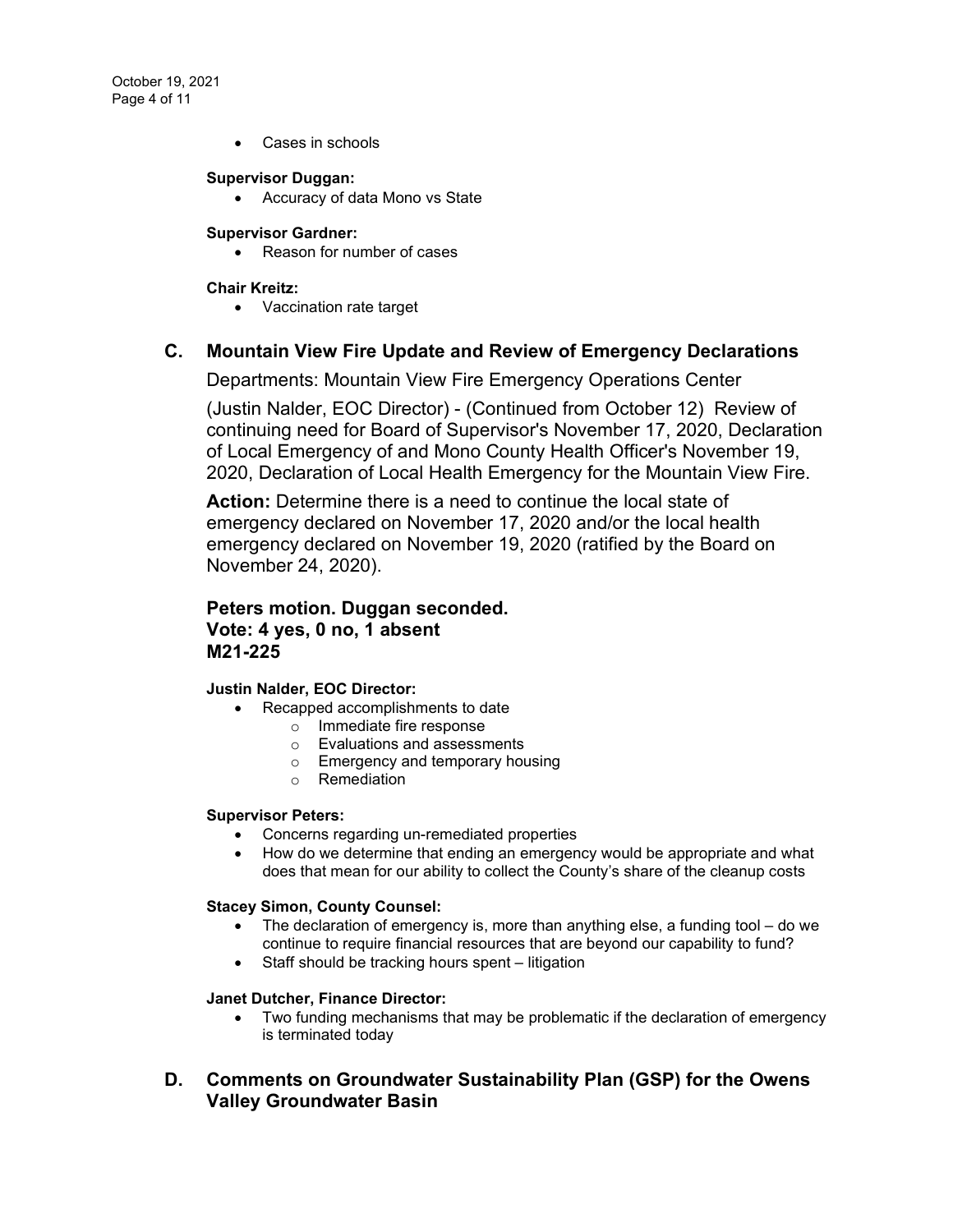- Cases in schools

**Supervisor Duggan:**

- Accuracy of data Mono vs State

**Supervisor Gardner:**

- Reason for number of cases

**Chair Kreitz:**

- Vaccination rate target

## C. Mountain View Fire Update and Review of Emergency Declarations

Departments: Mountain View Fire Emergency Operations Center

(Justin Nalder, EOC Director) - (Continued from October 12) Review of continuing need for Board of Supervisor's November 17, 2020, Declaration of Local Emergency of and Mono County Health Officer's November 19, 2020, Declaration of Local Health Emergency for the Mountain View Fire.

**Action:** Determine there is a need to continue the local state of emergency declared on November 17, 2020 and/or the local health emergency declared on November 19, 2020 (ratified by the Board on November 24, 2020).

**Peters motion. Duggan seconded.**
**Vote: 4 yes, 0 no, 1 absent**
**M21-225**

**Justin Nalder, EOC Director:**

- Recapped accomplishments to date
  - Immediate fire response
  - Evaluations and assessments
  - Emergency and temporary housing
  - Remediation

**Supervisor Peters:**

- Concerns regarding un-remediated properties
- How do we determine that ending an emergency would be appropriate and what does that mean for our ability to collect the County's share of the cleanup costs

**Stacey Simon, County Counsel:**

- The declaration of emergency is, more than anything else, a funding tool – do we continue to require financial resources that are beyond our capability to fund?
- Staff should be tracking hours spent – litigation

**Janet Dutcher, Finance Director:**

- Two funding mechanisms that may be problematic if the declaration of emergency is terminated today

## D. Comments on Groundwater Sustainability Plan (GSP) for the Owens Valley Groundwater Basin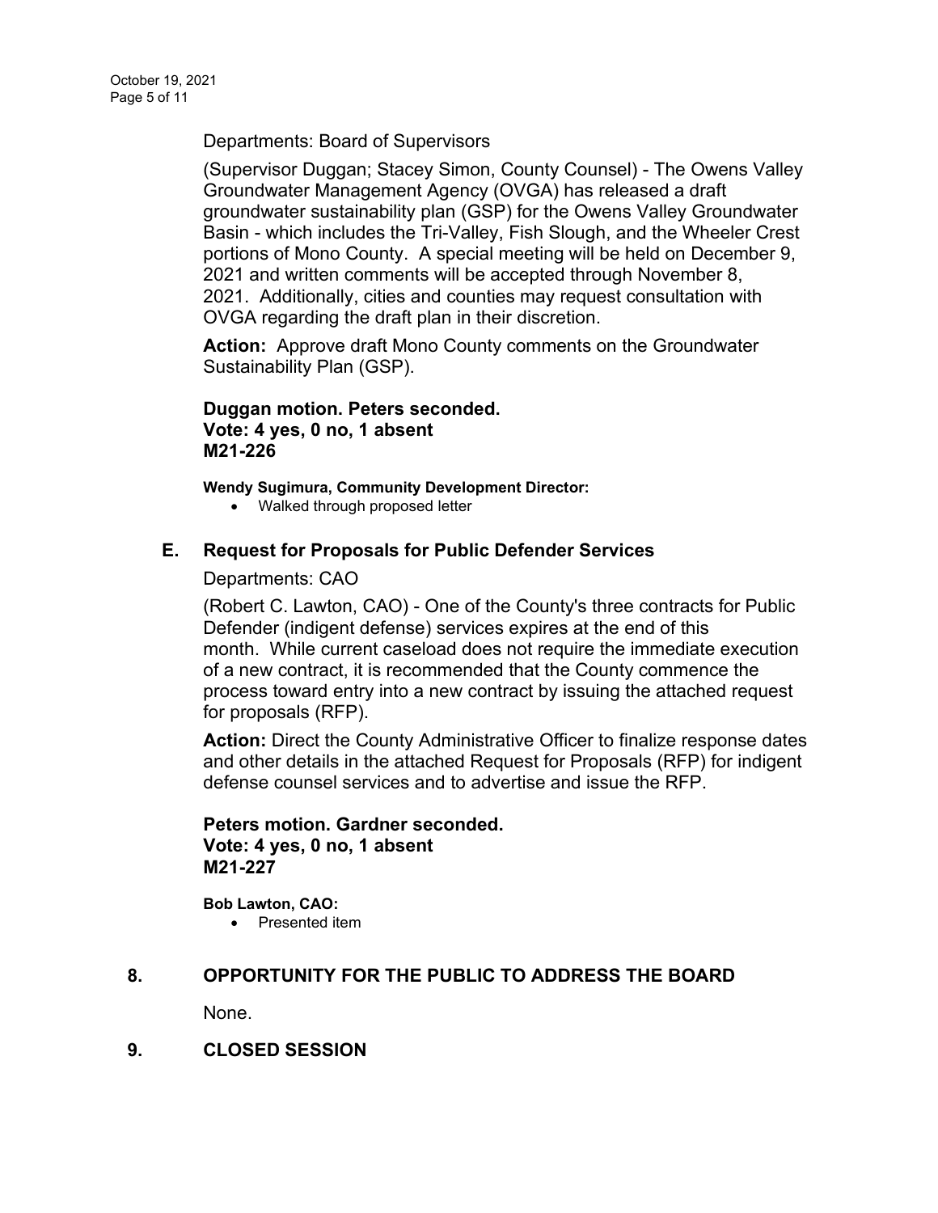Departments: Board of Supervisors

(Supervisor Duggan; Stacey Simon, County Counsel) - The Owens Valley Groundwater Management Agency (OVGA) has released a draft groundwater sustainability plan (GSP) for the Owens Valley Groundwater Basin - which includes the Tri-Valley, Fish Slough, and the Wheeler Crest portions of Mono County. A special meeting will be held on December 9, 2021 and written comments will be accepted through November 8, 2021. Additionally, cities and counties may request consultation with OVGA regarding the draft plan in their discretion.

**Action:** Approve draft Mono County comments on the Groundwater Sustainability Plan (GSP).

**Duggan motion. Peters seconded.**
**Vote: 4 yes, 0 no, 1 absent**
**M21-226**

**Wendy Sugimura, Community Development Director:**

- Walked through proposed letter

## E. Request for Proposals for Public Defender Services

Departments: CAO

(Robert C. Lawton, CAO) - One of the County's three contracts for Public Defender (indigent defense) services expires at the end of this month. While current caseload does not require the immediate execution of a new contract, it is recommended that the County commence the process toward entry into a new contract by issuing the attached request for proposals (RFP).

**Action:** Direct the County Administrative Officer to finalize response dates and other details in the attached Request for Proposals (RFP) for indigent defense counsel services and to advertise and issue the RFP.

**Peters motion. Gardner seconded.**
**Vote: 4 yes, 0 no, 1 absent**
**M21-227**

**Bob Lawton, CAO:**

- Presented item

# 8. OPPORTUNITY FOR THE PUBLIC TO ADDRESS THE BOARD

None.

# 9. CLOSED SESSION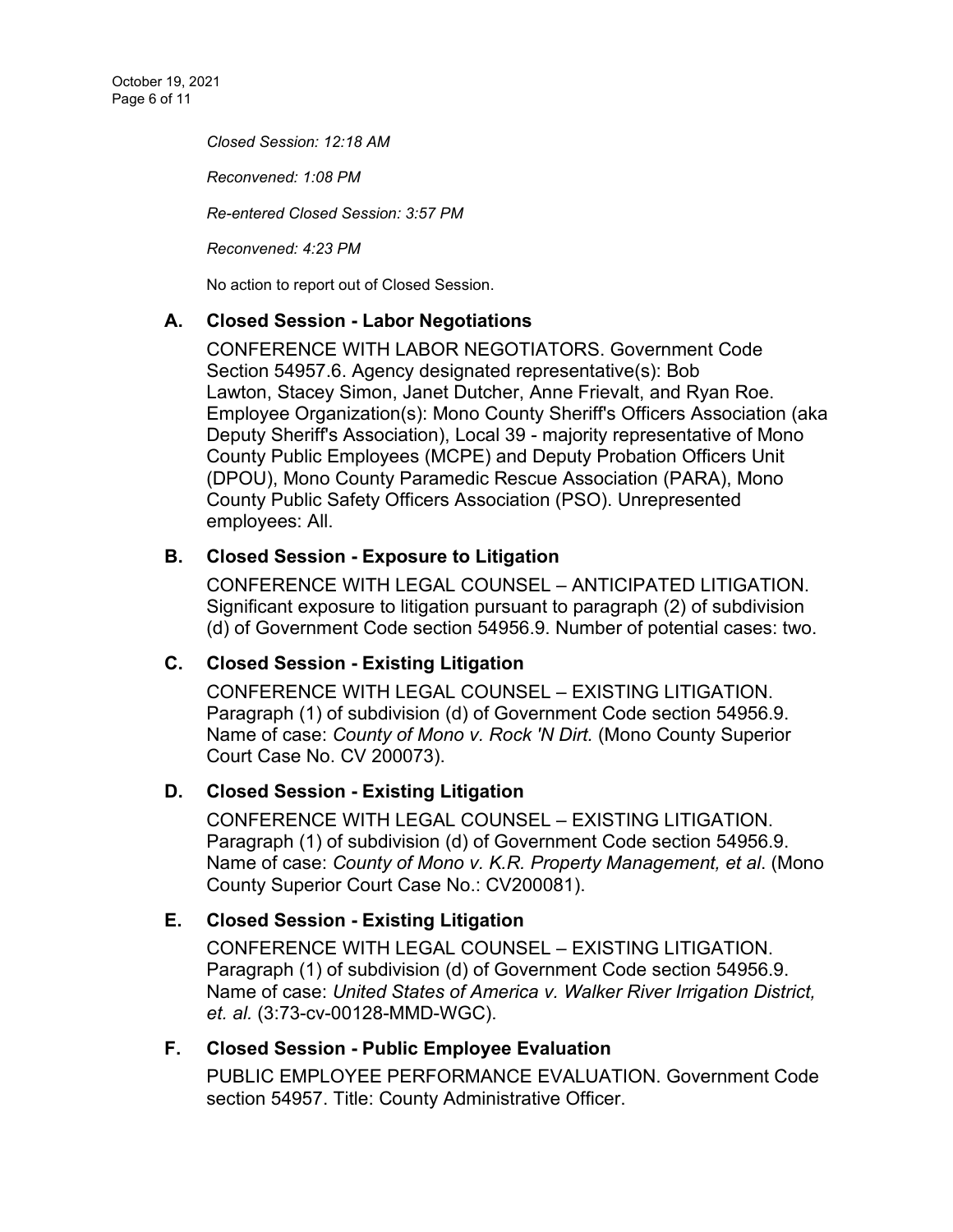*Closed Session: 12:18 AM*

*Reconvened: 1:08 PM*

*Re-entered Closed Session: 3:57 PM*

*Reconvened: 4:23 PM*

No action to report out of Closed Session.

### A. Closed Session - Labor Negotiations

CONFERENCE WITH LABOR NEGOTIATORS. Government Code Section 54957.6. Agency designated representative(s): Bob Lawton, Stacey Simon, Janet Dutcher, Anne Frievalt, and Ryan Roe. Employee Organization(s): Mono County Sheriff's Officers Association (aka Deputy Sheriff's Association), Local 39 - majority representative of Mono County Public Employees (MCPE) and Deputy Probation Officers Unit (DPOU), Mono County Paramedic Rescue Association (PARA), Mono County Public Safety Officers Association (PSO). Unrepresented employees: All.

### B. Closed Session - Exposure to Litigation

CONFERENCE WITH LEGAL COUNSEL – ANTICIPATED LITIGATION. Significant exposure to litigation pursuant to paragraph (2) of subdivision (d) of Government Code section 54956.9. Number of potential cases: two.

### C. Closed Session - Existing Litigation

CONFERENCE WITH LEGAL COUNSEL – EXISTING LITIGATION. Paragraph (1) of subdivision (d) of Government Code section 54956.9. Name of case: *County of Mono v. Rock 'N Dirt.* (Mono County Superior Court Case No. CV 200073).

### D. Closed Session - Existing Litigation

CONFERENCE WITH LEGAL COUNSEL – EXISTING LITIGATION. Paragraph (1) of subdivision (d) of Government Code section 54956.9. Name of case: *County of Mono v. K.R. Property Management, et al*. (Mono County Superior Court Case No.: CV200081).

### E. Closed Session - Existing Litigation

CONFERENCE WITH LEGAL COUNSEL – EXISTING LITIGATION. Paragraph (1) of subdivision (d) of Government Code section 54956.9. Name of case: *United States of America v. Walker River Irrigation District, et. al.* (3:73-cv-00128-MMD-WGC).

### F. Closed Session - Public Employee Evaluation

PUBLIC EMPLOYEE PERFORMANCE EVALUATION. Government Code section 54957. Title: County Administrative Officer.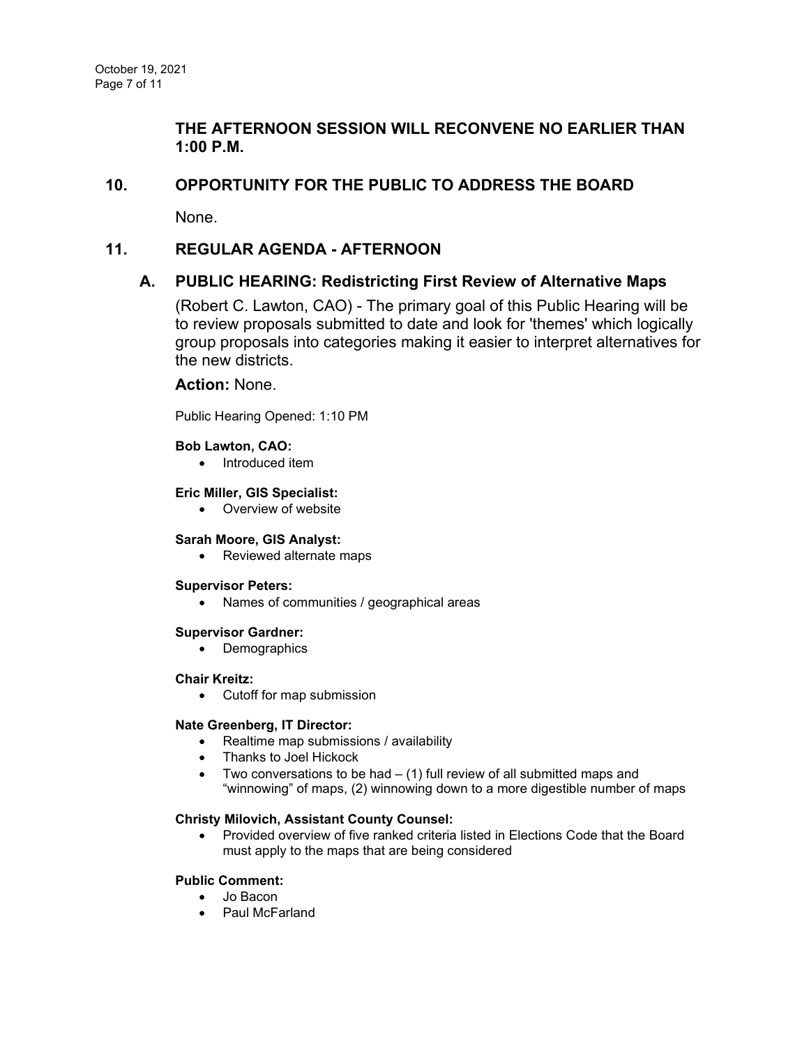**THE AFTERNOON SESSION WILL RECONVENE NO EARLIER THAN 1:00 P.M.**

## 10. OPPORTUNITY FOR THE PUBLIC TO ADDRESS THE BOARD

None.

## 11. REGULAR AGENDA - AFTERNOON

### A. PUBLIC HEARING: Redistricting First Review of Alternative Maps

(Robert C. Lawton, CAO) - The primary goal of this Public Hearing will be to review proposals submitted to date and look for 'themes' which logically group proposals into categories making it easier to interpret alternatives for the new districts.

**Action:** None.

Public Hearing Opened: 1:10 PM

**Bob Lawton, CAO:**

- Introduced item

**Eric Miller, GIS Specialist:**

- Overview of website

**Sarah Moore, GIS Analyst:**

- Reviewed alternate maps

**Supervisor Peters:**

- Names of communities / geographical areas

**Supervisor Gardner:**

- Demographics

**Chair Kreitz:**

- Cutoff for map submission

**Nate Greenberg, IT Director:**

- Realtime map submissions / availability
- Thanks to Joel Hickock
- Two conversations to be had – (1) full review of all submitted maps and "winnowing" of maps, (2) winnowing down to a more digestible number of maps

**Christy Milovich, Assistant County Counsel:**

- Provided overview of five ranked criteria listed in Elections Code that the Board must apply to the maps that are being considered

**Public Comment:**

- Jo Bacon
- Paul McFarland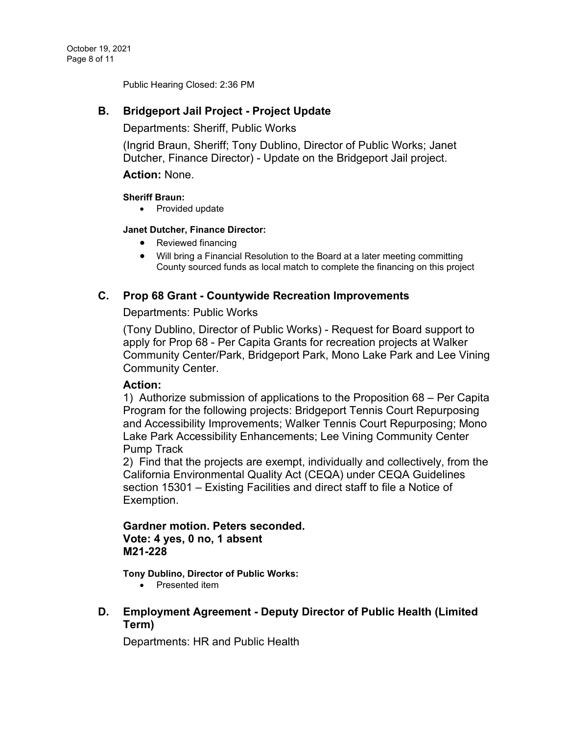Public Hearing Closed: 2:36 PM

## B. Bridgeport Jail Project - Project Update

Departments: Sheriff, Public Works

(Ingrid Braun, Sheriff; Tony Dublino, Director of Public Works; Janet Dutcher, Finance Director) - Update on the Bridgeport Jail project.

**Action:** None.

**Sheriff Braun:**

- Provided update

**Janet Dutcher, Finance Director:**

- Reviewed financing
- Will bring a Financial Resolution to the Board at a later meeting committing County sourced funds as local match to complete the financing on this project

## C. Prop 68 Grant - Countywide Recreation Improvements

Departments: Public Works

(Tony Dublino, Director of Public Works) - Request for Board support to apply for Prop 68 - Per Capita Grants for recreation projects at Walker Community Center/Park, Bridgeport Park, Mono Lake Park and Lee Vining Community Center.

**Action:**

1) Authorize submission of applications to the Proposition 68 – Per Capita Program for the following projects: Bridgeport Tennis Court Repurposing and Accessibility Improvements; Walker Tennis Court Repurposing; Mono Lake Park Accessibility Enhancements; Lee Vining Community Center Pump Track

2) Find that the projects are exempt, individually and collectively, from the California Environmental Quality Act (CEQA) under CEQA Guidelines section 15301 – Existing Facilities and direct staff to file a Notice of Exemption.

**Gardner motion. Peters seconded.**
**Vote: 4 yes, 0 no, 1 absent**
**M21-228**

**Tony Dublino, Director of Public Works:**

- Presented item

## D. Employment Agreement - Deputy Director of Public Health (Limited Term)

Departments: HR and Public Health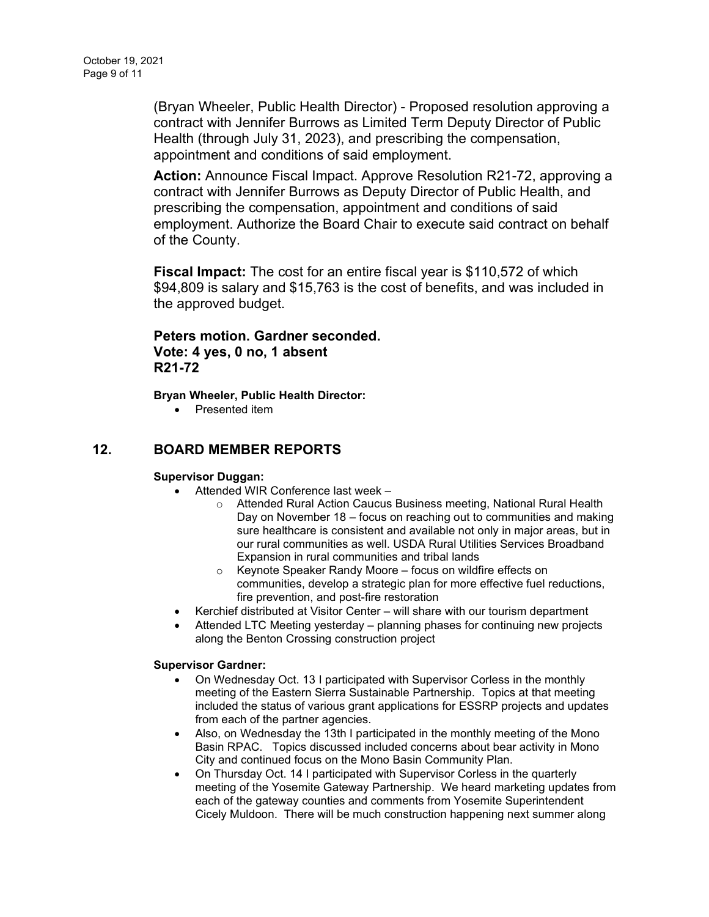(Bryan Wheeler, Public Health Director) - Proposed resolution approving a contract with Jennifer Burrows as Limited Term Deputy Director of Public Health (through July 31, 2023), and prescribing the compensation, appointment and conditions of said employment.

**Action:** Announce Fiscal Impact. Approve Resolution R21-72, approving a contract with Jennifer Burrows as Deputy Director of Public Health, and prescribing the compensation, appointment and conditions of said employment. Authorize the Board Chair to execute said contract on behalf of the County.

**Fiscal Impact:** The cost for an entire fiscal year is $110,572 of which $94,809 is salary and $15,763 is the cost of benefits, and was included in the approved budget.

**Peters motion. Gardner seconded.**
**Vote: 4 yes, 0 no, 1 absent**
**R21-72**

**Bryan Wheeler, Public Health Director:**

- Presented item

## 12. BOARD MEMBER REPORTS

**Supervisor Duggan:**

- Attended WIR Conference last week –
  - Attended Rural Action Caucus Business meeting, National Rural Health Day on November 18 – focus on reaching out to communities and making sure healthcare is consistent and available not only in major areas, but in our rural communities as well. USDA Rural Utilities Services Broadband Expansion in rural communities and tribal lands
  - Keynote Speaker Randy Moore – focus on wildfire effects on communities, develop a strategic plan for more effective fuel reductions, fire prevention, and post-fire restoration
- Kerchief distributed at Visitor Center – will share with our tourism department
- Attended LTC Meeting yesterday – planning phases for continuing new projects along the Benton Crossing construction project

**Supervisor Gardner:**

- On Wednesday Oct. 13 I participated with Supervisor Corless in the monthly meeting of the Eastern Sierra Sustainable Partnership. Topics at that meeting included the status of various grant applications for ESSRP projects and updates from each of the partner agencies.
- Also, on Wednesday the 13th I participated in the monthly meeting of the Mono Basin RPAC. Topics discussed included concerns about bear activity in Mono City and continued focus on the Mono Basin Community Plan.
- On Thursday Oct. 14 I participated with Supervisor Corless in the quarterly meeting of the Yosemite Gateway Partnership. We heard marketing updates from each of the gateway counties and comments from Yosemite Superintendent Cicely Muldoon. There will be much construction happening next summer along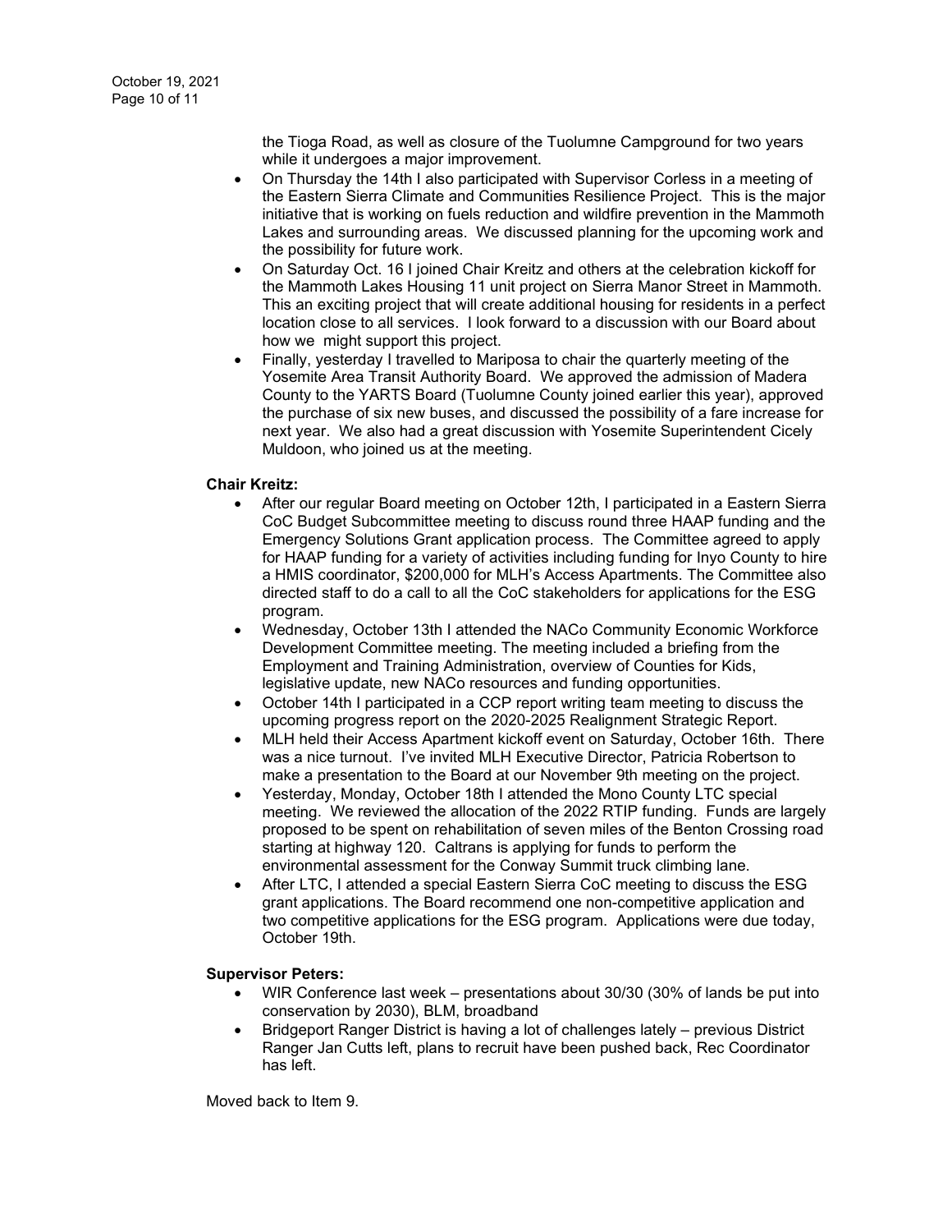the Tioga Road, as well as closure of the Tuolumne Campground for two years while it undergoes a major improvement.

- On Thursday the 14th I also participated with Supervisor Corless in a meeting of the Eastern Sierra Climate and Communities Resilience Project. This is the major initiative that is working on fuels reduction and wildfire prevention in the Mammoth Lakes and surrounding areas. We discussed planning for the upcoming work and the possibility for future work.
- On Saturday Oct. 16 I joined Chair Kreitz and others at the celebration kickoff for the Mammoth Lakes Housing 11 unit project on Sierra Manor Street in Mammoth. This an exciting project that will create additional housing for residents in a perfect location close to all services. I look forward to a discussion with our Board about how we might support this project.
- Finally, yesterday I travelled to Mariposa to chair the quarterly meeting of the Yosemite Area Transit Authority Board. We approved the admission of Madera County to the YARTS Board (Tuolumne County joined earlier this year), approved the purchase of six new buses, and discussed the possibility of a fare increase for next year. We also had a great discussion with Yosemite Superintendent Cicely Muldoon, who joined us at the meeting.

**Chair Kreitz:**

- After our regular Board meeting on October 12th, I participated in a Eastern Sierra CoC Budget Subcommittee meeting to discuss round three HAAP funding and the Emergency Solutions Grant application process. The Committee agreed to apply for HAAP funding for a variety of activities including funding for Inyo County to hire a HMIS coordinator, $200,000 for MLH's Access Apartments. The Committee also directed staff to do a call to all the CoC stakeholders for applications for the ESG program.
- Wednesday, October 13th I attended the NACo Community Economic Workforce Development Committee meeting. The meeting included a briefing from the Employment and Training Administration, overview of Counties for Kids, legislative update, new NACo resources and funding opportunities.
- October 14th I participated in a CCP report writing team meeting to discuss the upcoming progress report on the 2020-2025 Realignment Strategic Report.
- MLH held their Access Apartment kickoff event on Saturday, October 16th. There was a nice turnout. I've invited MLH Executive Director, Patricia Robertson to make a presentation to the Board at our November 9th meeting on the project.
- Yesterday, Monday, October 18th I attended the Mono County LTC special meeting. We reviewed the allocation of the 2022 RTIP funding. Funds are largely proposed to be spent on rehabilitation of seven miles of the Benton Crossing road starting at highway 120. Caltrans is applying for funds to perform the environmental assessment for the Conway Summit truck climbing lane.
- After LTC, I attended a special Eastern Sierra CoC meeting to discuss the ESG grant applications. The Board recommend one non-competitive application and two competitive applications for the ESG program. Applications were due today, October 19th.

**Supervisor Peters:**

- WIR Conference last week – presentations about 30/30 (30% of lands be put into conservation by 2030), BLM, broadband
- Bridgeport Ranger District is having a lot of challenges lately – previous District Ranger Jan Cutts left, plans to recruit have been pushed back, Rec Coordinator has left.

Moved back to Item 9.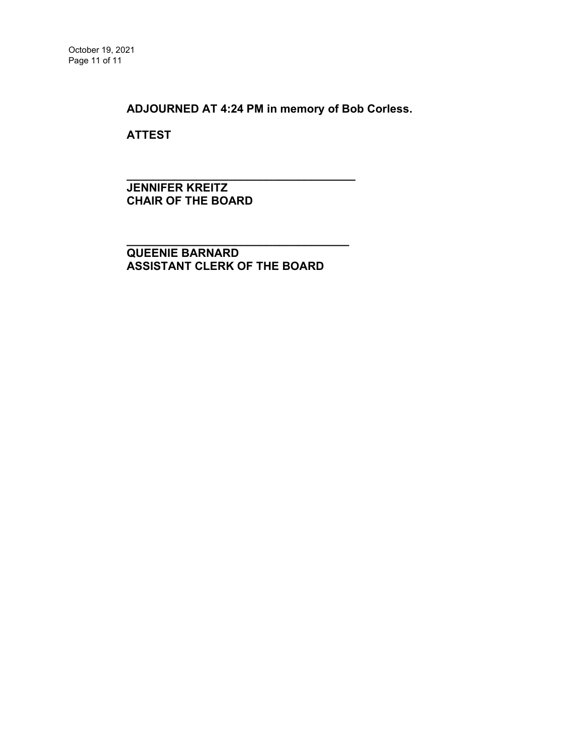**ADJOURNED AT 4:24 PM in memory of Bob Corless.**

**ATTEST**

\_\_\_\_\_\_\_\_\_\_\_\_\_\_\_\_\_\_\_\_\_\_\_\_\_\_\_\_\_\_\_\_\_\_\_\_\_\_

**JENNIFER KREITZ**
**CHAIR OF THE BOARD**

\_\_\_\_\_\_\_\_\_\_\_\_\_\_\_\_\_\_\_\_\_\_\_\_\_\_\_\_\_\_\_\_\_\_\_\_\_

**QUEENIE BARNARD**
**ASSISTANT CLERK OF THE BOARD**